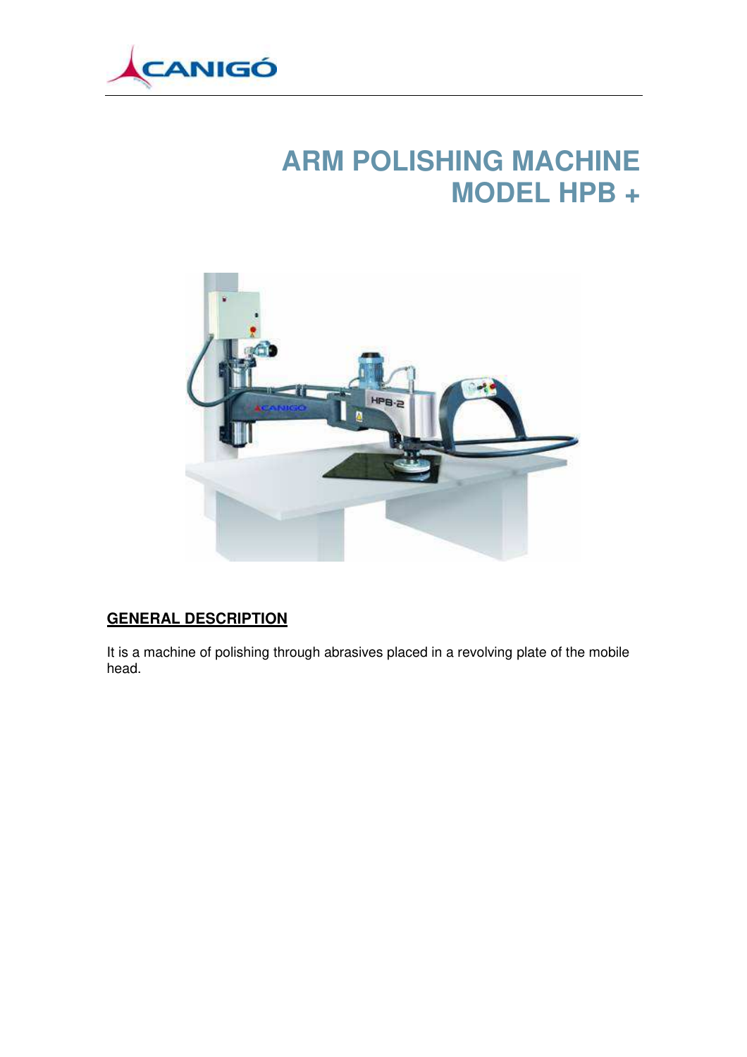# ARM POLISHING MACHINE
# MODEL HPB +

## GENERAL DESCRIPTION

It is a machine of polishing through abrasives placed in a revolving plate of the mobile head.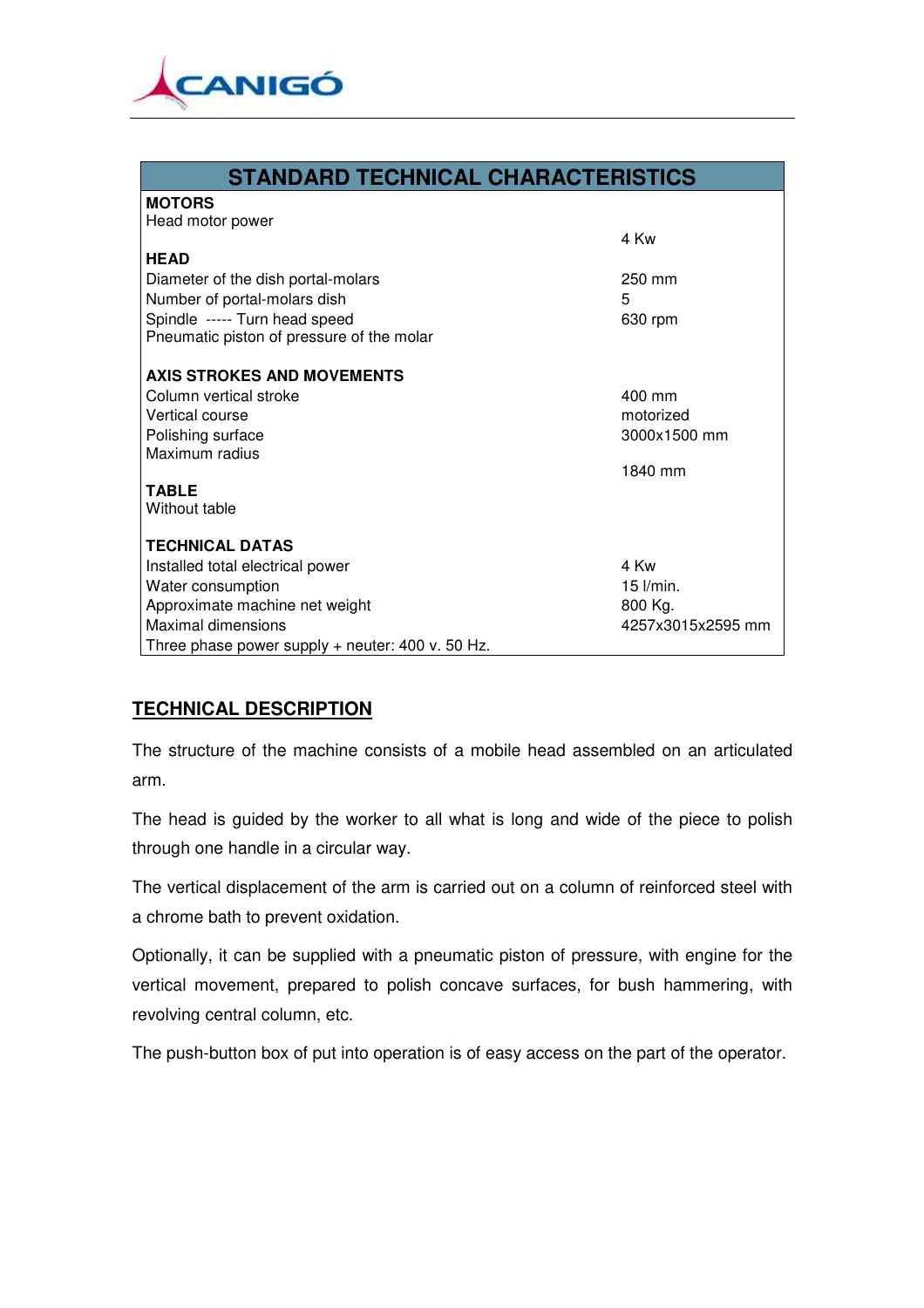| STANDARD TECHNICAL CHARACTERISTICS | |
|---|---|
| **MOTORS** | |
| Head motor power | 4 Kw |
| **HEAD** | |
| Diameter of the dish portal-molars | 250 mm |
| Number of portal-molars dish | 5 |
| Spindle ----- Turn head speed | 630 rpm |
| Pneumatic piston of pressure of the molar | |
| **AXIS STROKES AND MOVEMENTS** | |
| Column vertical stroke | 400 mm |
| Vertical course | motorized |
| Polishing surface | 3000x1500 mm |
| Maximum radius | 1840 mm |
| **TABLE** | |
| Without table | |
| **TECHNICAL DATAS** | |
| Installed total electrical power | 4 Kw |
| Water consumption | 15 l/min. |
| Approximate machine net weight | 800 Kg. |
| Maximal dimensions | 4257x3015x2595 mm |
| Three phase power supply + neuter: 400 v. 50 Hz. | |

## TECHNICAL DESCRIPTION

The structure of the machine consists of a mobile head assembled on an articulated arm.

The head is guided by the worker to all what is long and wide of the piece to polish through one handle in a circular way.

The vertical displacement of the arm is carried out on a column of reinforced steel with a chrome bath to prevent oxidation.

Optionally, it can be supplied with a pneumatic piston of pressure, with engine for the vertical movement, prepared to polish concave surfaces, for bush hammering, with revolving central column, etc.

The push-button box of put into operation is of easy access on the part of the operator.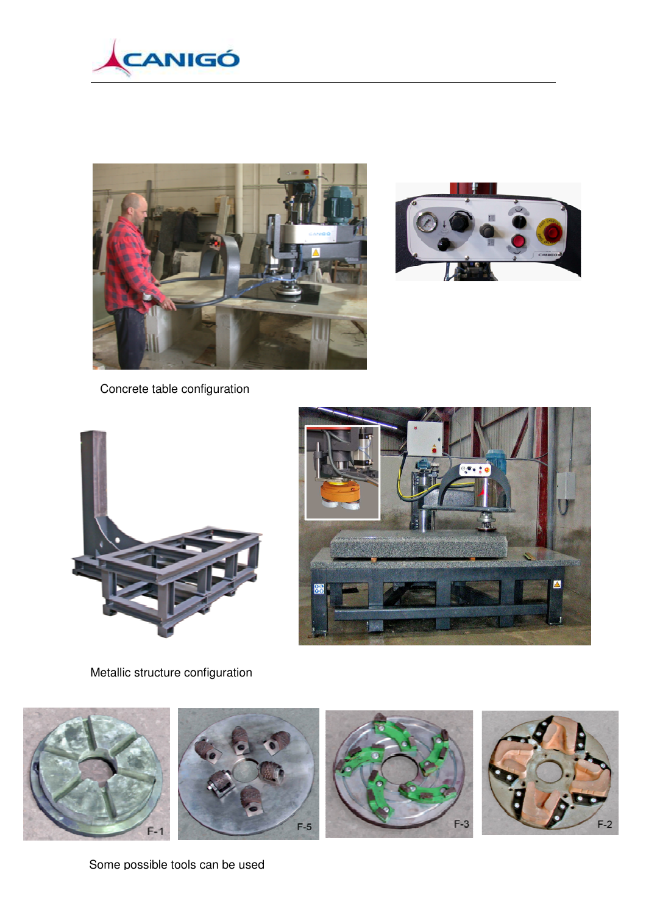Concrete table configuration

Metallic structure configuration

F-1

F-5

F-3

F-2

Some possible tools can be used